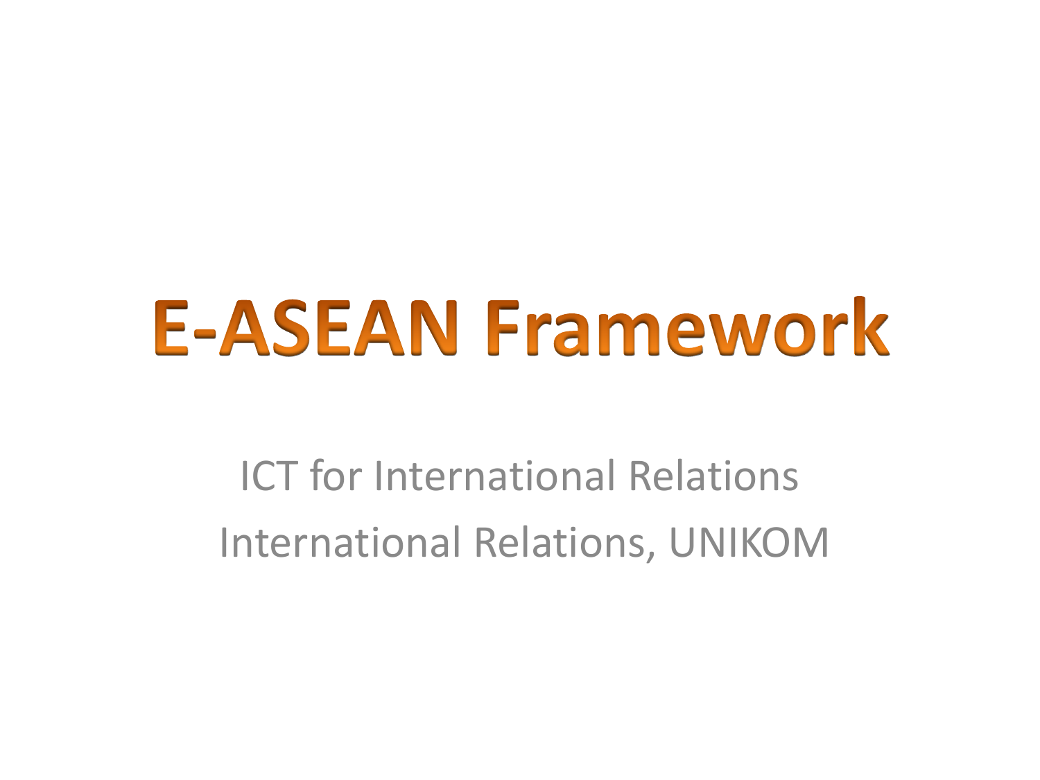# E-ASEAN Framework

ICT for International Relations

International Relations, UNIKOM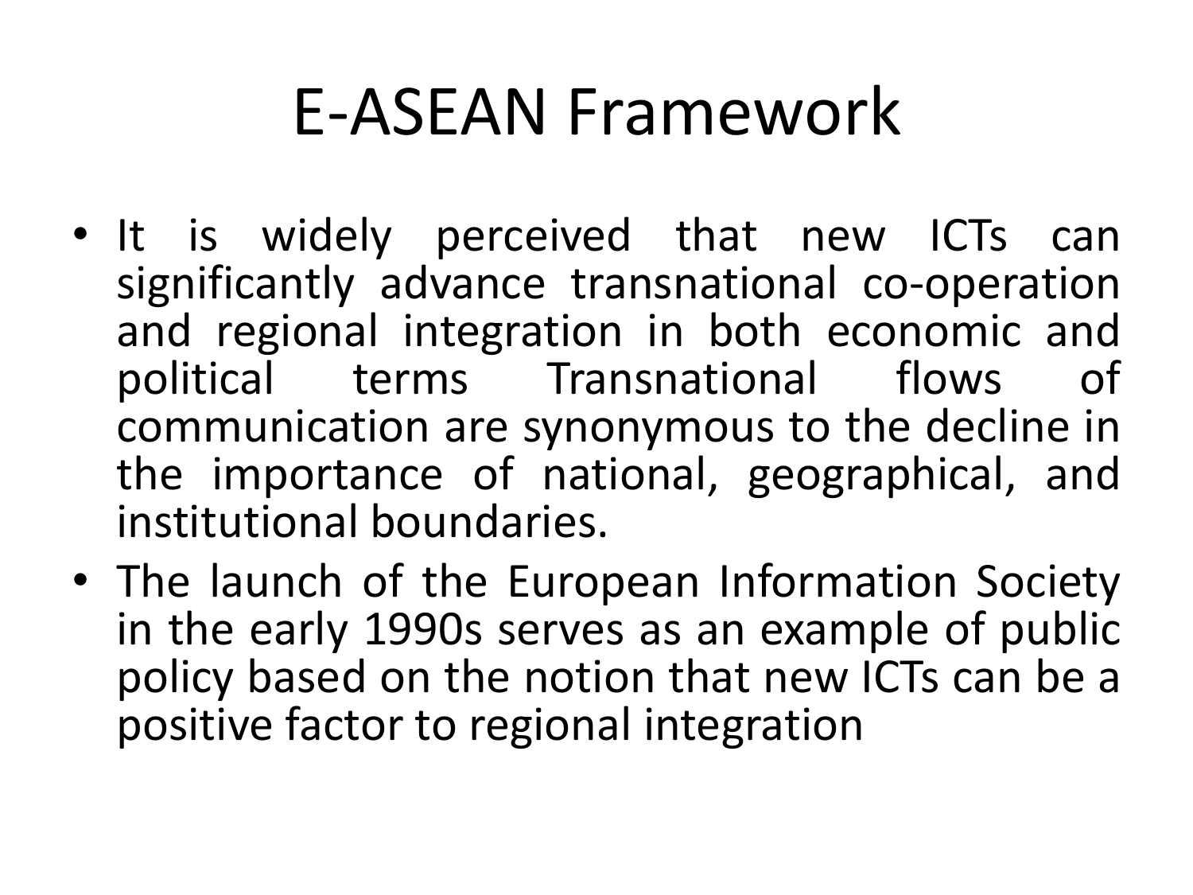# E-ASEAN Framework

- It is widely perceived that new ICTs can significantly advance transnational co-operation and regional integration in both economic and political terms Transnational flows of communication are synonymous to the decline in the importance of national, geographical, and institutional boundaries.
- The launch of the European Information Society in the early 1990s serves as an example of public policy based on the notion that new ICTs can be a positive factor to regional integration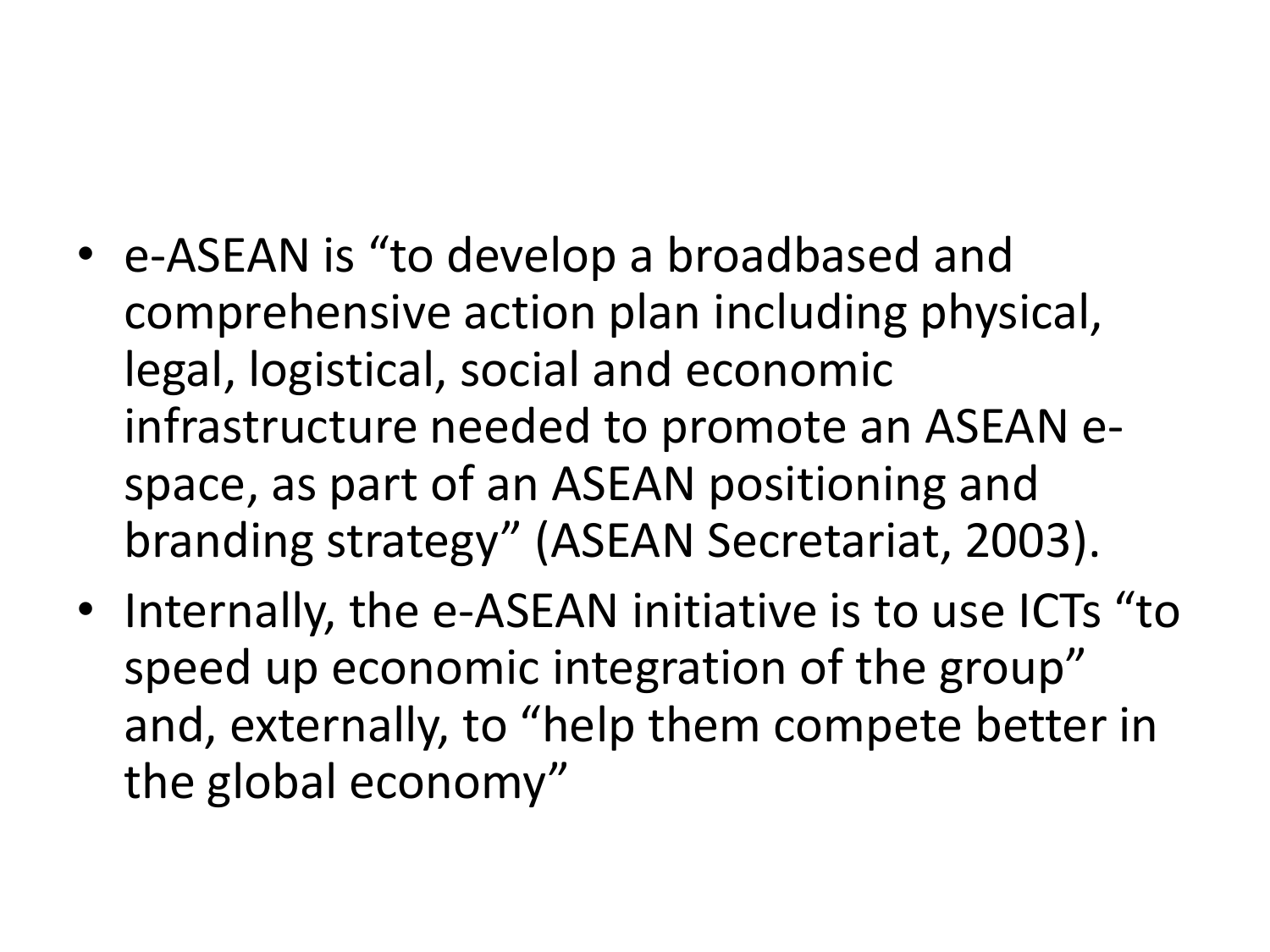- e-ASEAN is “to develop a broadbased and comprehensive action plan including physical, legal, logistical, social and economic infrastructure needed to promote an ASEAN e-space, as part of an ASEAN positioning and branding strategy” (ASEAN Secretariat, 2003).
- Internally, the e-ASEAN initiative is to use ICTs “to speed up economic integration of the group” and, externally, to “help them compete better in the global economy”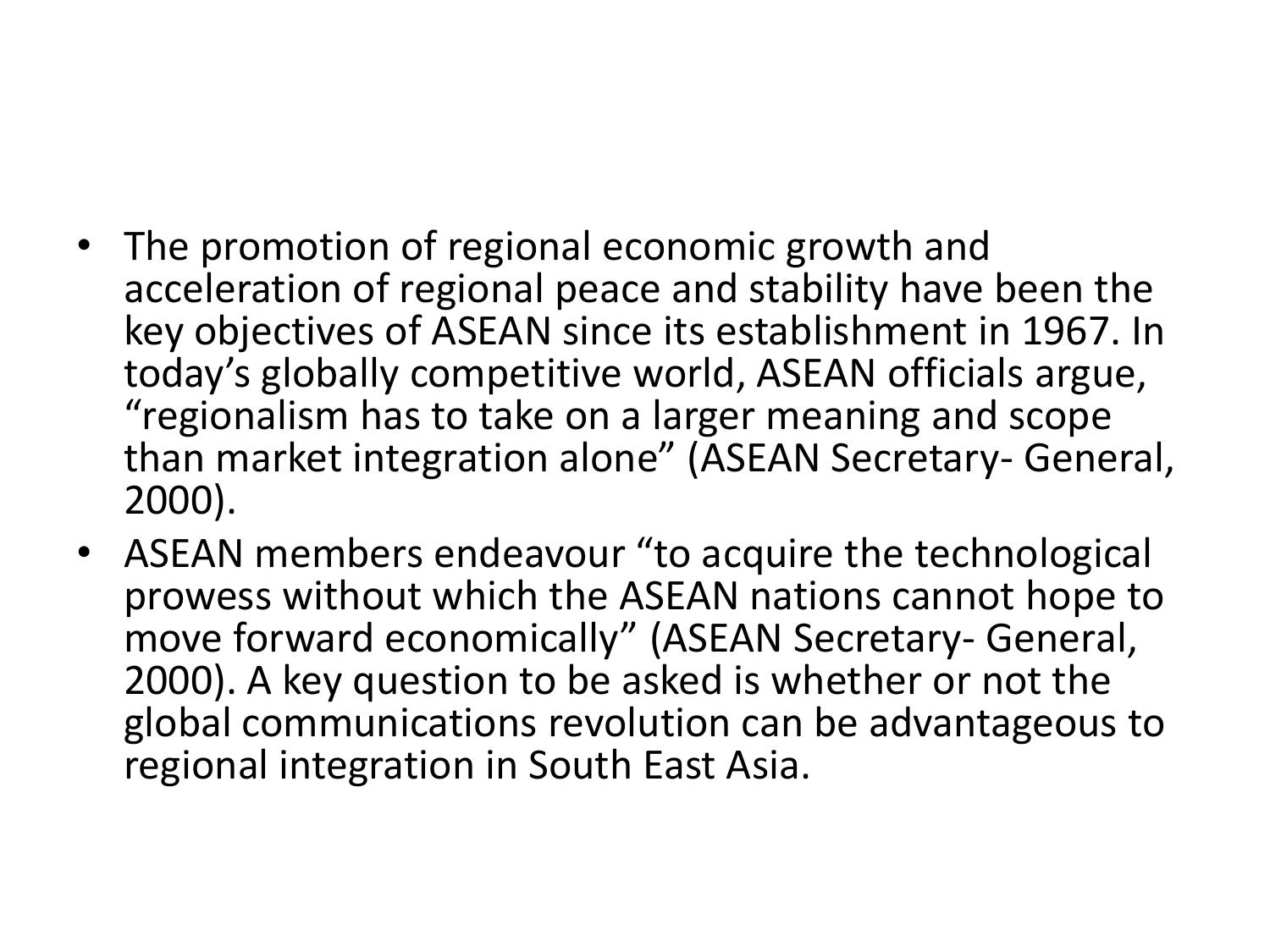- The promotion of regional economic growth and acceleration of regional peace and stability have been the key objectives of ASEAN since its establishment in 1967. In today's globally competitive world, ASEAN officials argue, "regionalism has to take on a larger meaning and scope than market integration alone" (ASEAN Secretary- General, 2000).
- ASEAN members endeavour "to acquire the technological prowess without which the ASEAN nations cannot hope to move forward economically" (ASEAN Secretary- General, 2000). A key question to be asked is whether or not the global communications revolution can be advantageous to regional integration in South East Asia.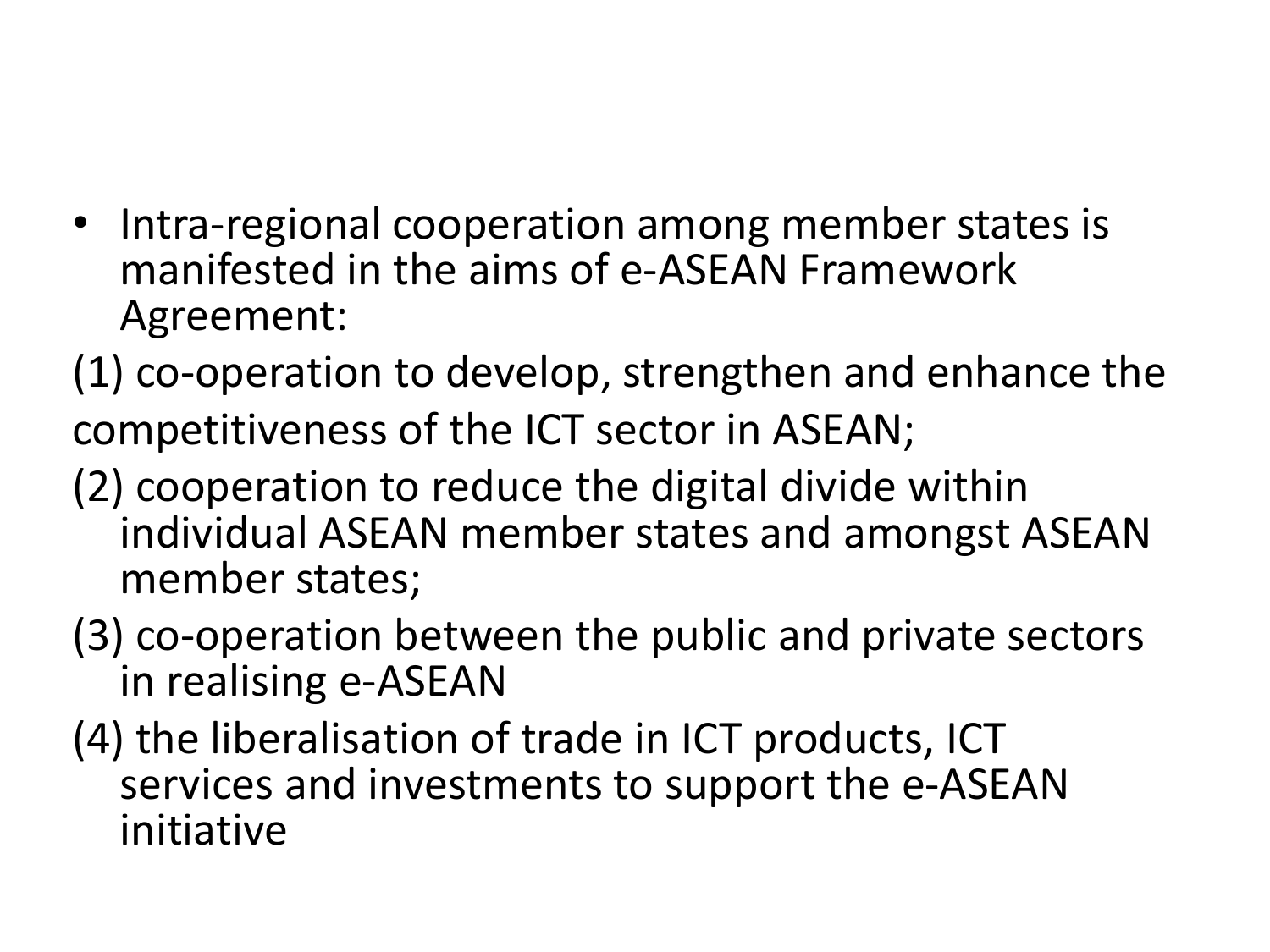- Intra-regional cooperation among member states is manifested in the aims of e-ASEAN Framework Agreement:

(1) co-operation to develop, strengthen and enhance the competitiveness of the ICT sector in ASEAN;

(2) cooperation to reduce the digital divide within individual ASEAN member states and amongst ASEAN member states;

(3) co-operation between the public and private sectors in realising e-ASEAN

(4) the liberalisation of trade in ICT products, ICT services and investments to support the e-ASEAN initiative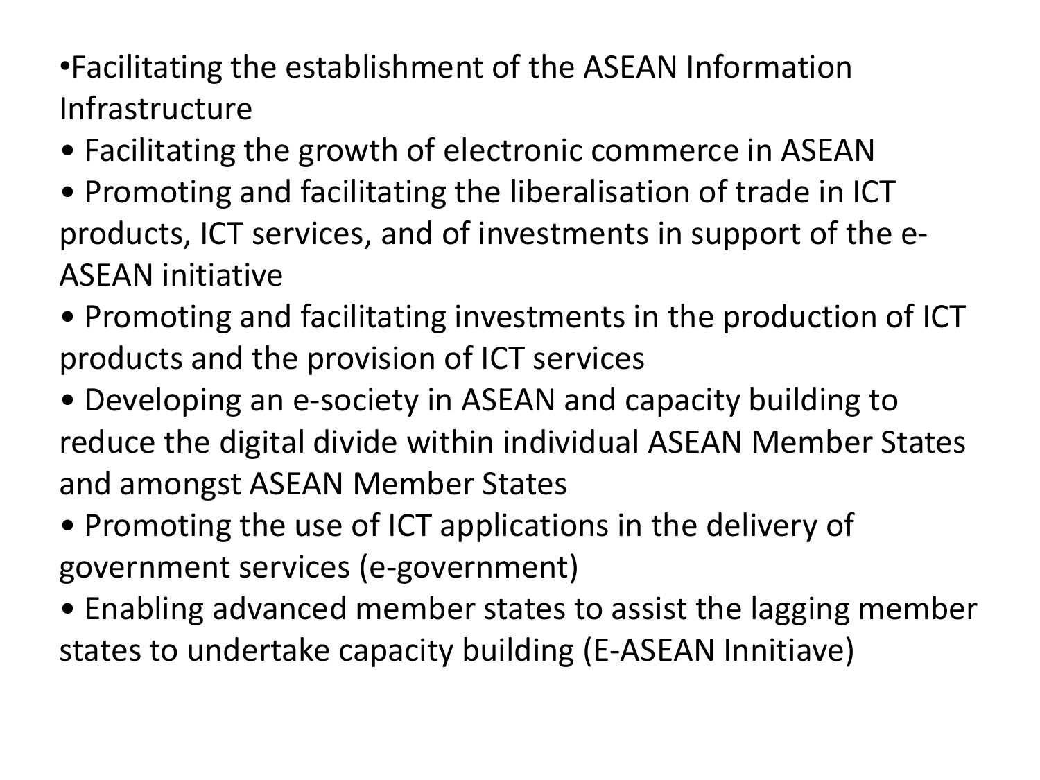- Facilitating the establishment of the ASEAN Information Infrastructure
- Facilitating the growth of electronic commerce in ASEAN
- Promoting and facilitating the liberalisation of trade in ICT products, ICT services, and of investments in support of the e-ASEAN initiative
- Promoting and facilitating investments in the production of ICT products and the provision of ICT services
- Developing an e-society in ASEAN and capacity building to reduce the digital divide within individual ASEAN Member States and amongst ASEAN Member States
- Promoting the use of ICT applications in the delivery of government services (e-government)
- Enabling advanced member states to assist the lagging member states to undertake capacity building (E-ASEAN Innitiave)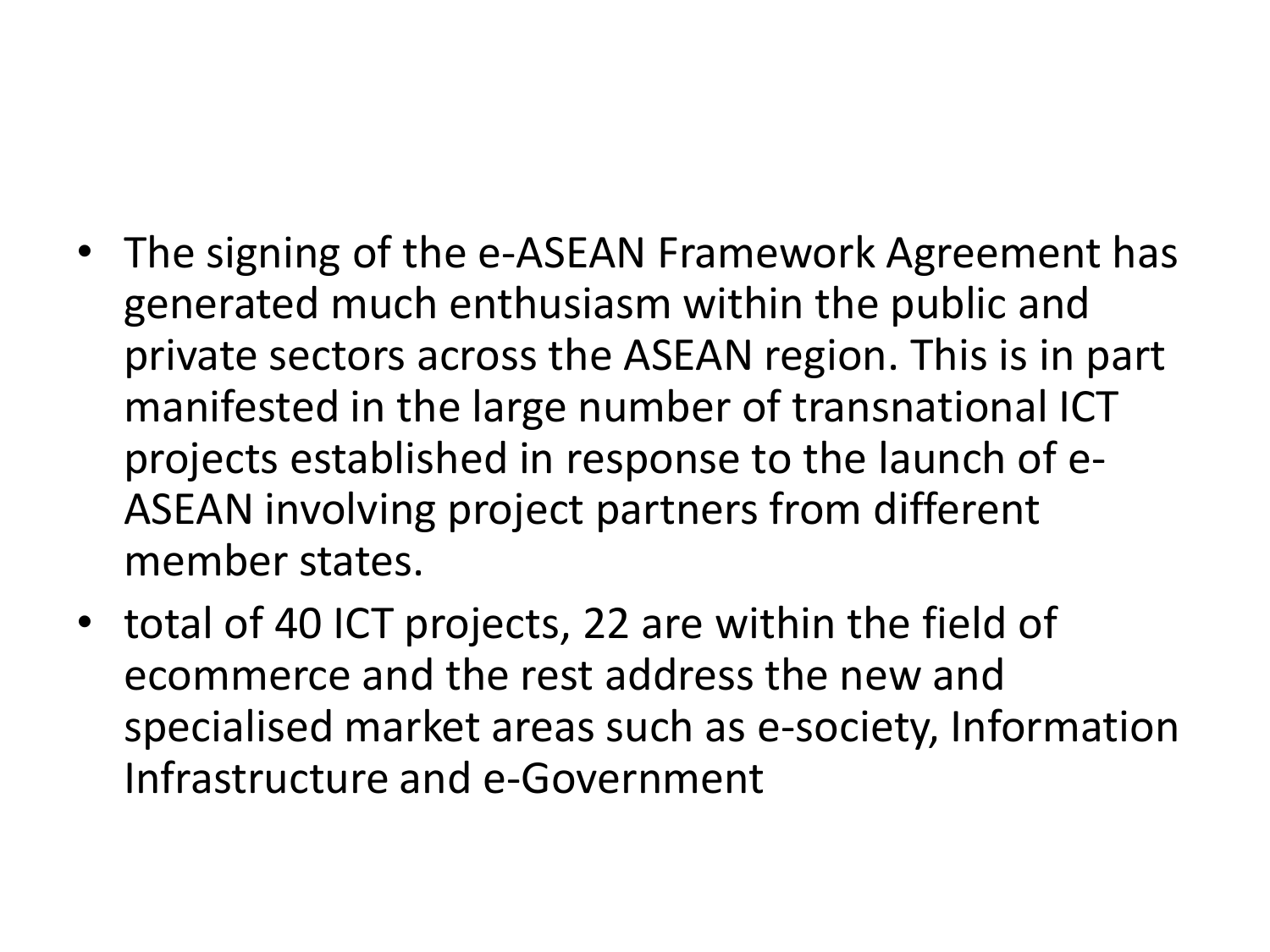- The signing of the e-ASEAN Framework Agreement has generated much enthusiasm within the public and private sectors across the ASEAN region. This is in part manifested in the large number of transnational ICT projects established in response to the launch of e-ASEAN involving project partners from different member states.
- total of 40 ICT projects, 22 are within the field of ecommerce and the rest address the new and specialised market areas such as e-society, Information Infrastructure and e-Government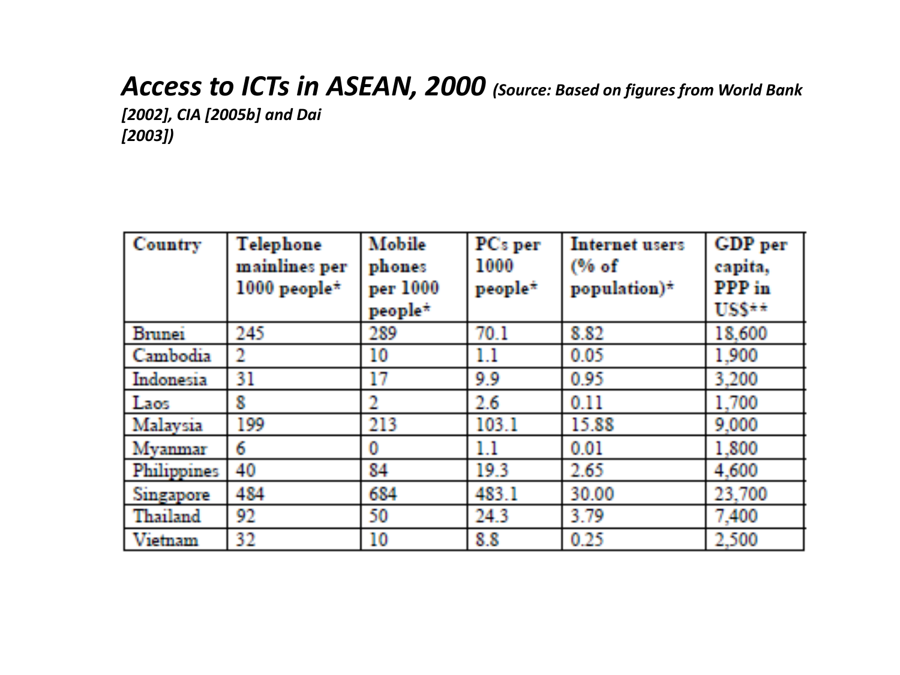# *Access to ICTs in ASEAN, 2000* *(Source: Based on figures from World Bank [2002], CIA [2005b] and Dai [2003])*

| Country | Telephone mainlines per 1000 people* | Mobile phones per 1000 people* | PCs per 1000 people* | Internet users (% of population)* | GDP per capita, PPP in US$** |
|---|---|---|---|---|---|
| Brunei | 245 | 289 | 70.1 | 8.82 | 18,600 |
| Cambodia | 2 | 10 | 1.1 | 0.05 | 1,900 |
| Indonesia | 31 | 17 | 9.9 | 0.95 | 3,200 |
| Laos | 8 | 2 | 2.6 | 0.11 | 1,700 |
| Malaysia | 199 | 213 | 103.1 | 15.88 | 9,000 |
| Myanmar | 6 | 0 | 1.1 | 0.01 | 1,800 |
| Philippines | 40 | 84 | 19.3 | 2.65 | 4,600 |
| Singapore | 484 | 684 | 483.1 | 30.00 | 23,700 |
| Thailand | 92 | 50 | 24.3 | 3.79 | 7,400 |
| Vietnam | 32 | 10 | 8.8 | 0.25 | 2,500 |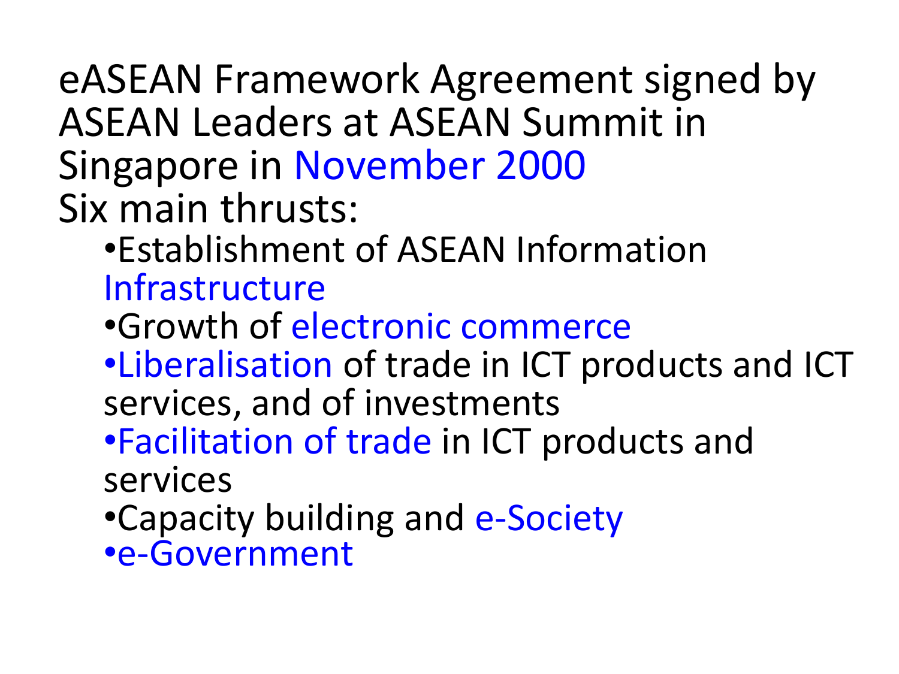eASEAN Framework Agreement signed by ASEAN Leaders at ASEAN Summit in Singapore in November 2000

Six main thrusts:

- Establishment of ASEAN Information Infrastructure
- Growth of electronic commerce
- Liberalisation of trade in ICT products and ICT services, and of investments
- Facilitation of trade in ICT products and services
- Capacity building and e-Society
- e-Government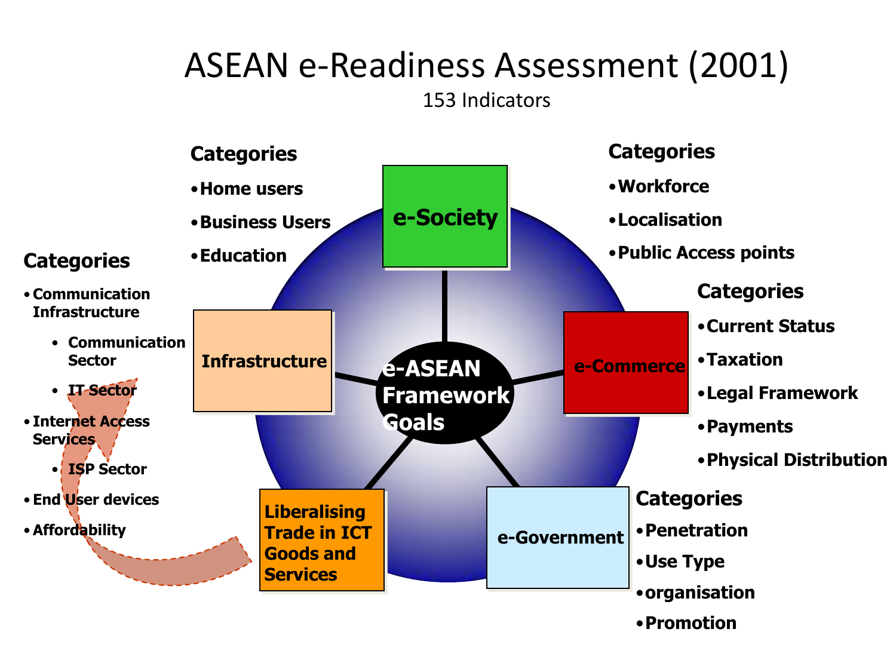# ASEAN e-Readiness Assessment (2001)

153 Indicators

**e-ASEAN Framework Goals**

**e-Society**

**Categories**

- **Home users**
- **Business Users**
- **Education**

**Categories**

- **Workforce**
- **Localisation**
- **Public Access points**

**e-Commerce**

**Categories**

- **Current Status**
- **Taxation**
- **Legal Framework**
- **Payments**
- **Physical Distribution**

**e-Government**

**Categories**

- **Penetration**
- **Use Type**
- **organisation**
- **Promotion**

**Liberalising Trade in ICT Goods and Services**

**Infrastructure**

**Categories**

- **Communication Infrastructure**
  - **Communication Sector**
  - **IT Sector**
- **Internet Access Services**
  - **ISP Sector**
- **End User devices**
- **Affordability**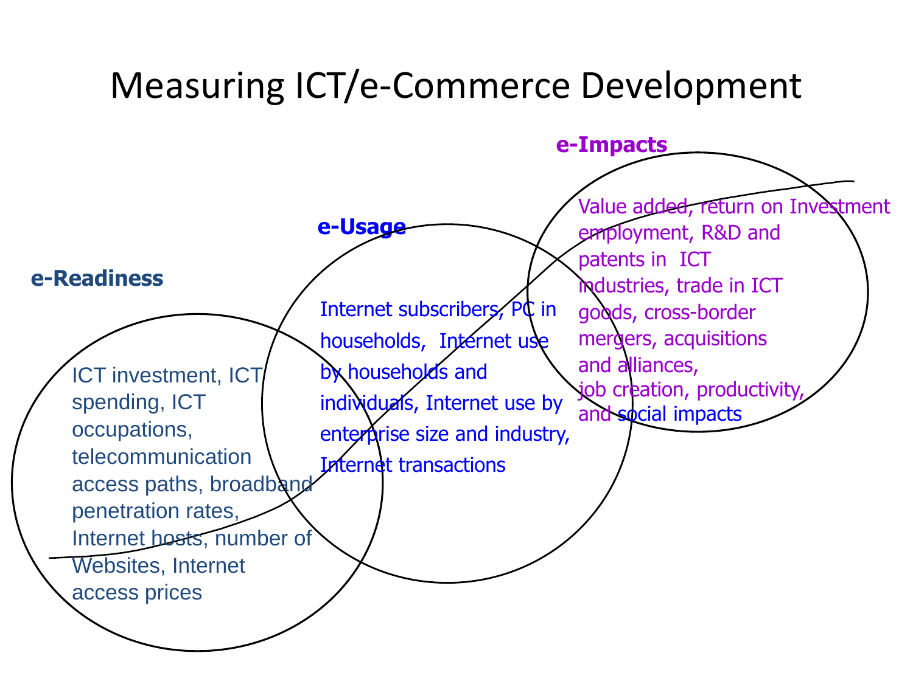# Measuring ICT/e-Commerce Development

**e-Readiness**

ICT investment, ICT spending, ICT occupations, telecommunication access paths, broadband penetration rates, Internet hosts, number of Websites, Internet access prices

**e-Usage**

Internet subscribers, PC in households, Internet use by households and individuals, Internet use by enterprise size and industry, Internet transactions

**e-Impacts**

Value added, return on Investment employment, R&D and patents in ICT industries, trade in ICT goods, cross-border mergers, acquisitions and alliances, job creation, productivity, and social impacts